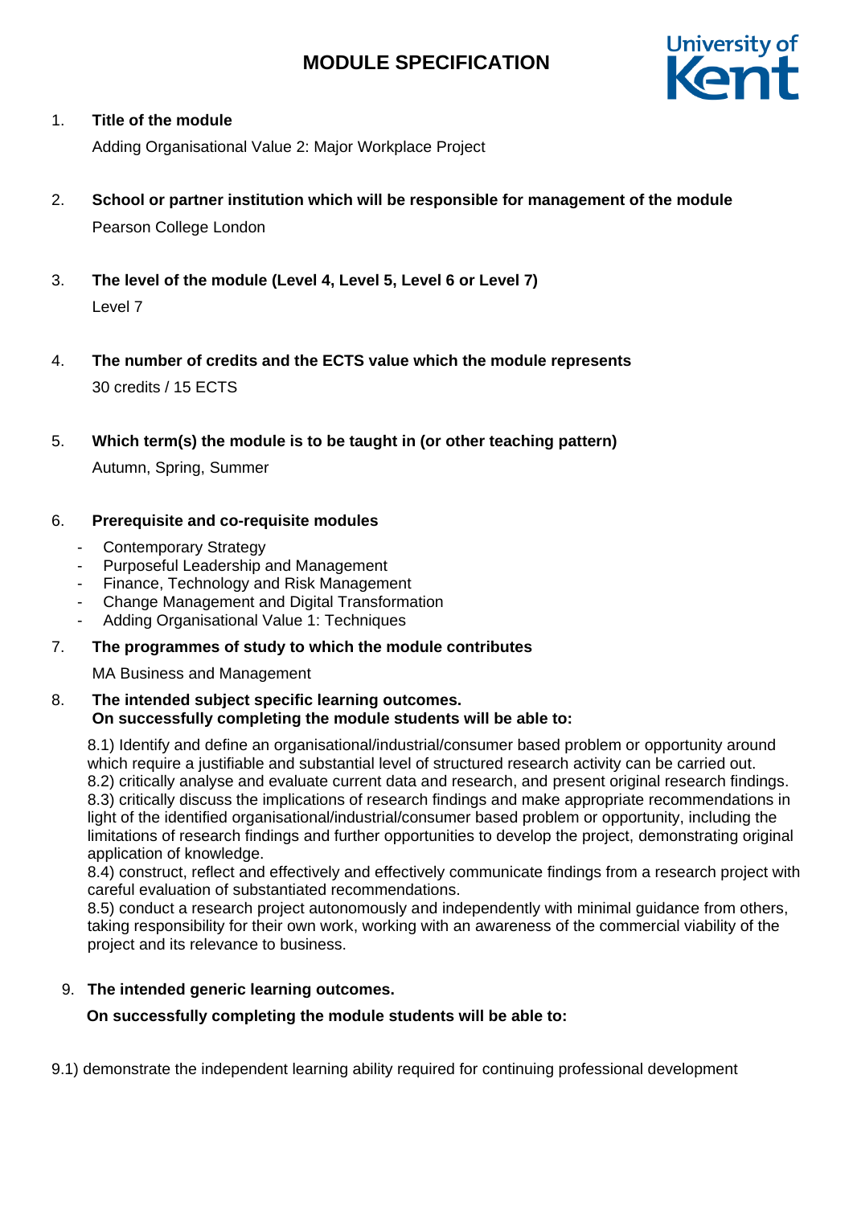# MODULE SPECIFICATION

1. **Title of the module**

   Adding Organisational Value 2: Major Workplace Project

2. **School or partner institution which will be responsible for management of the module**

   Pearson College London

3. **The level of the module (Level 4, Level 5, Level 6 or Level 7)**

   Level 7

4. **The number of credits and the ECTS value which the module represents**

   30 credits / 15 ECTS

5. **Which term(s) the module is to be taught in (or other teaching pattern)**

   Autumn, Spring, Summer

6. **Prerequisite and co-requisite modules**

   - Contemporary Strategy
   - Purposeful Leadership and Management
   - Finance, Technology and Risk Management
   - Change Management and Digital Transformation
   - Adding Organisational Value 1: Techniques

7. **The programmes of study to which the module contributes**

   MA Business and Management

8. **The intended subject specific learning outcomes.**
   **On successfully completing the module students will be able to:**

   8.1) Identify and define an organisational/industrial/consumer based problem or opportunity around which require a justifiable and substantial level of structured research activity can be carried out.
   8.2) critically analyse and evaluate current data and research, and present original research findings.
   8.3) critically discuss the implications of research findings and make appropriate recommendations in light of the identified organisational/industrial/consumer based problem or opportunity, including the limitations of research findings and further opportunities to develop the project, demonstrating original application of knowledge.
   8.4) construct, reflect and effectively and effectively communicate findings from a research project with careful evaluation of substantiated recommendations.
   8.5) conduct a research project autonomously and independently with minimal guidance from others, taking responsibility for their own work, working with an awareness of the commercial viability of the project and its relevance to business.

9. **The intended generic learning outcomes.**

   **On successfully completing the module students will be able to:**

9.1) demonstrate the independent learning ability required for continuing professional development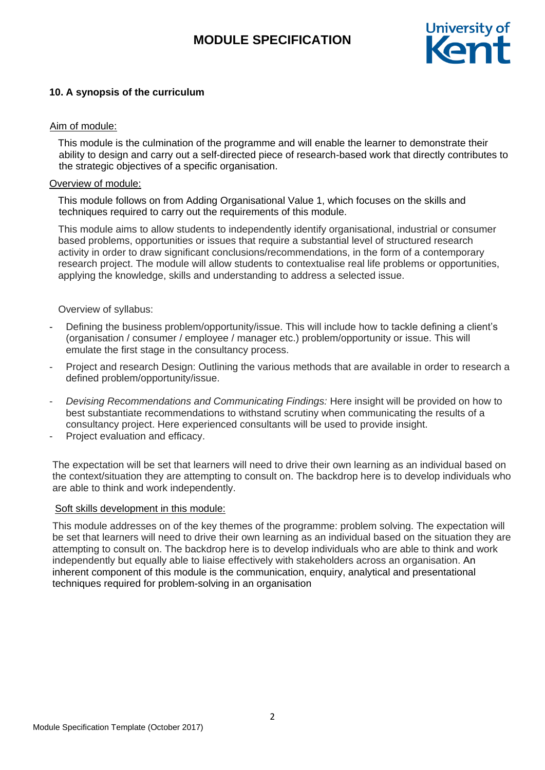### 10. A synopsis of the curriculum

Aim of module:

This module is the culmination of the programme and will enable the learner to demonstrate their ability to design and carry out a self-directed piece of research-based work that directly contributes to the strategic objectives of a specific organisation.

Overview of module:

This module follows on from Adding Organisational Value 1, which focuses on the skills and techniques required to carry out the requirements of this module.

This module aims to allow students to independently identify organisational, industrial or consumer based problems, opportunities or issues that require a substantial level of structured research activity in order to draw significant conclusions/recommendations, in the form of a contemporary research project. The module will allow students to contextualise real life problems or opportunities, applying the knowledge, skills and understanding to address a selected issue.

Overview of syllabus:

- Defining the business problem/opportunity/issue. This will include how to tackle defining a client's (organisation / consumer / employee / manager etc.) problem/opportunity or issue. This will emulate the first stage in the consultancy process.
- Project and research Design: Outlining the various methods that are available in order to research a defined problem/opportunity/issue.
- *Devising Recommendations and Communicating Findings:* Here insight will be provided on how to best substantiate recommendations to withstand scrutiny when communicating the results of a consultancy project. Here experienced consultants will be used to provide insight.
- Project evaluation and efficacy.

The expectation will be set that learners will need to drive their own learning as an individual based on the context/situation they are attempting to consult on. The backdrop here is to develop individuals who are able to think and work independently.

Soft skills development in this module:

This module addresses on of the key themes of the programme: problem solving. The expectation will be set that learners will need to drive their own learning as an individual based on the situation they are attempting to consult on. The backdrop here is to develop individuals who are able to think and work independently but equally able to liaise effectively with stakeholders across an organisation. An inherent component of this module is the communication, enquiry, analytical and presentational techniques required for problem-solving in an organisation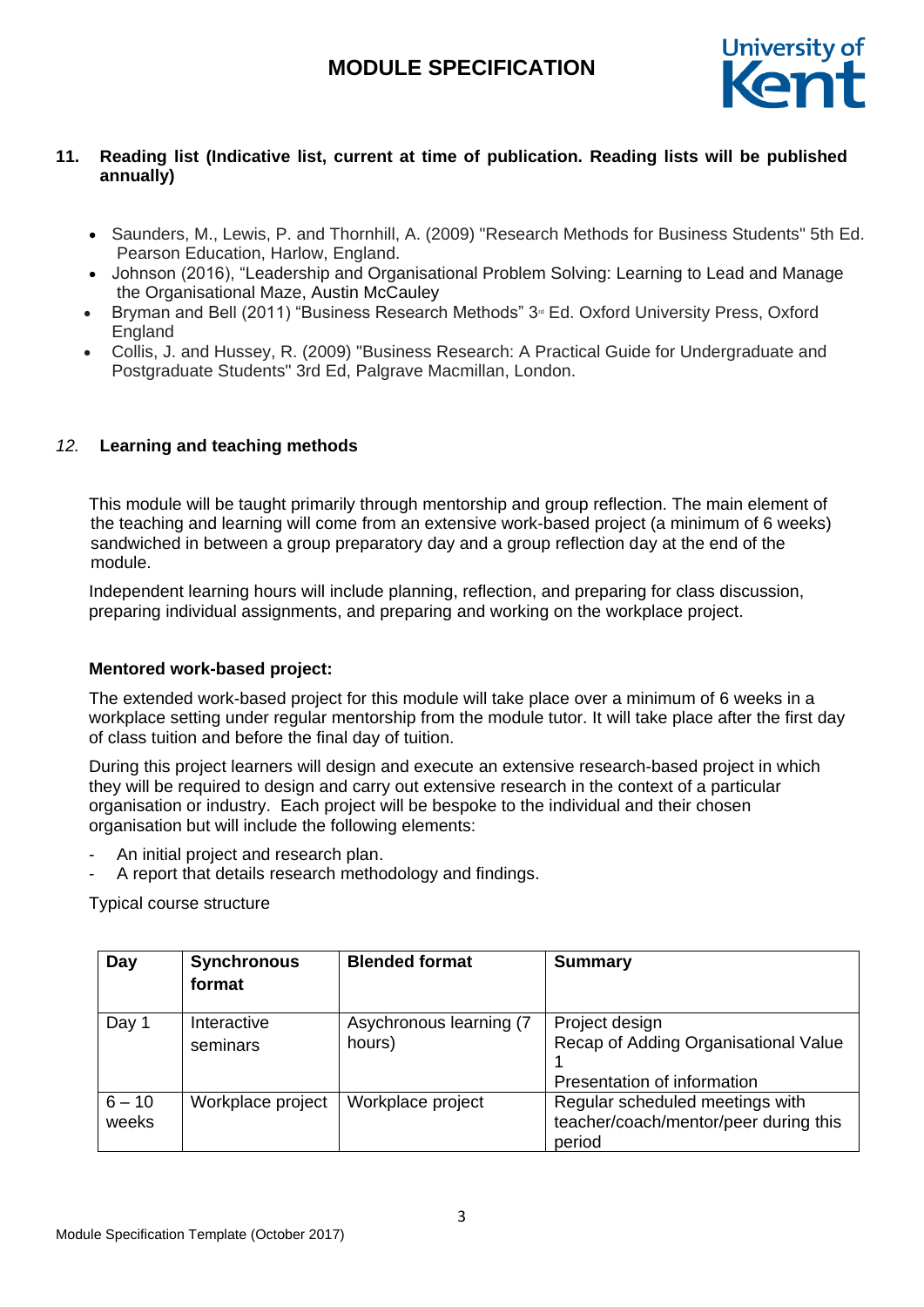## 11. Reading list (Indicative list, current at time of publication. Reading lists will be published annually)

- Saunders, M., Lewis, P. and Thornhill, A. (2009) "Research Methods for Business Students" 5th Ed. Pearson Education, Harlow, England.
- Johnson (2016), "Leadership and Organisational Problem Solving: Learning to Lead and Manage the Organisational Maze, Austin McCauley
- Bryman and Bell (2011) "Business Research Methods" 3rd Ed. Oxford University Press, Oxford England
- Collis, J. and Hussey, R. (2009) "Business Research: A Practical Guide for Undergraduate and Postgraduate Students" 3rd Ed, Palgrave Macmillan, London.

## *12.* Learning and teaching methods

This module will be taught primarily through mentorship and group reflection. The main element of the teaching and learning will come from an extensive work-based project (a minimum of 6 weeks) sandwiched in between a group preparatory day and a group reflection day at the end of the module.

Independent learning hours will include planning, reflection, and preparing for class discussion, preparing individual assignments, and preparing and working on the workplace project.

**Mentored work-based project:**

The extended work-based project for this module will take place over a minimum of 6 weeks in a workplace setting under regular mentorship from the module tutor. It will take place after the first day of class tuition and before the final day of tuition.

During this project learners will design and execute an extensive research-based project in which they will be required to design and carry out extensive research in the context of a particular organisation or industry. Each project will be bespoke to the individual and their chosen organisation but will include the following elements:

- An initial project and research plan.
- A report that details research methodology and findings.

Typical course structure

| Day | Synchronous format | Blended format | Summary |
|---|---|---|---|
| Day 1 | Interactive seminars | Asychronous learning (7 hours) | Project design<br>Recap of Adding Organisational Value 1<br>Presentation of information |
| 6 – 10 weeks | Workplace project | Workplace project | Regular scheduled meetings with teacher/coach/mentor/peer during this period |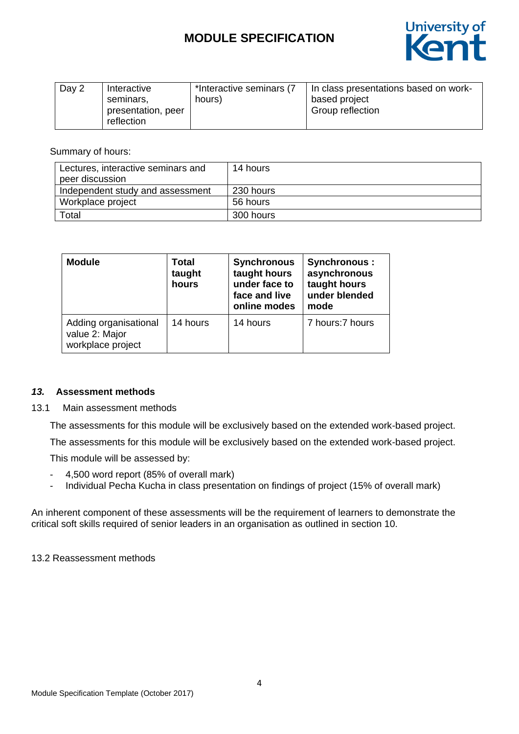| Day 2 | Interactive seminars, presentation, peer reflection | *Interactive seminars (7 hours) | In class presentations based on work-based project<br>Group reflection |
|---|---|---|---|

Summary of hours:

| Lectures, interactive seminars and peer discussion | 14 hours |
|---|---|
| Independent study and assessment | 230 hours |
| Workplace project | 56 hours |
| Total | 300 hours |

| Module | Total taught hours | Synchronous taught hours under face to face and live online modes | Synchronous : asynchronous taught hours under blended mode |
|---|---|---|---|
| Adding organisational value 2: Major workplace project | 14 hours | 14 hours | 7 hours:7 hours |

## *13.* Assessment methods

13.1 Main assessment methods

The assessments for this module will be exclusively based on the extended work-based project.

The assessments for this module will be exclusively based on the extended work-based project.

This module will be assessed by:

- 4,500 word report (85% of overall mark)
- Individual Pecha Kucha in class presentation on findings of project (15% of overall mark)

An inherent component of these assessments will be the requirement of learners to demonstrate the critical soft skills required of senior leaders in an organisation as outlined in section 10.

13.2 Reassessment methods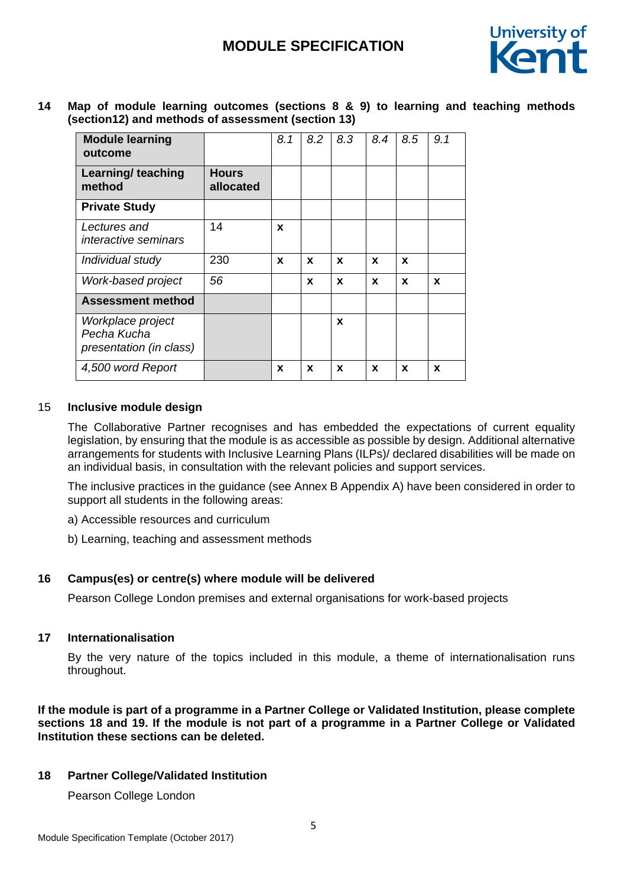**14 Map of module learning outcomes (sections 8 & 9) to learning and teaching methods (section12) and methods of assessment (section 13)**

| **Module learning outcome** | | *8.1* | *8.2* | *8.3* | *8.4* | *8.5* | *9.1* |
|---|---|---|---|---|---|---|---|
| **Learning/ teaching method** | **Hours allocated** | | | | | | |
| **Private Study** | | | | | | | |
| *Lectures and interactive seminars* | 14 | **x** | | | | | |
| *Individual study* | 230 | **x** | **x** | **x** | **x** | **x** | |
| *Work-based project* | *56* | | **x** | **x** | **x** | **x** | **x** |
| **Assessment method** | | | | | | | |
| *Workplace project Pecha Kucha presentation (in class)* | | | | **x** | | | |
| *4,500 word Report* | | **x** | **x** | **x** | **x** | **x** | **x** |

### 15 Inclusive module design

The Collaborative Partner recognises and has embedded the expectations of current equality legislation, by ensuring that the module is as accessible as possible by design. Additional alternative arrangements for students with Inclusive Learning Plans (ILPs)/ declared disabilities will be made on an individual basis, in consultation with the relevant policies and support services.

The inclusive practices in the guidance (see Annex B Appendix A) have been considered in order to support all students in the following areas:

a) Accessible resources and curriculum

b) Learning, teaching and assessment methods

### 16 Campus(es) or centre(s) where module will be delivered

Pearson College London premises and external organisations for work-based projects

### 17 Internationalisation

By the very nature of the topics included in this module, a theme of internationalisation runs throughout.

**If the module is part of a programme in a Partner College or Validated Institution, please complete sections 18 and 19. If the module is not part of a programme in a Partner College or Validated Institution these sections can be deleted.**

### 18 Partner College/Validated Institution

Pearson College London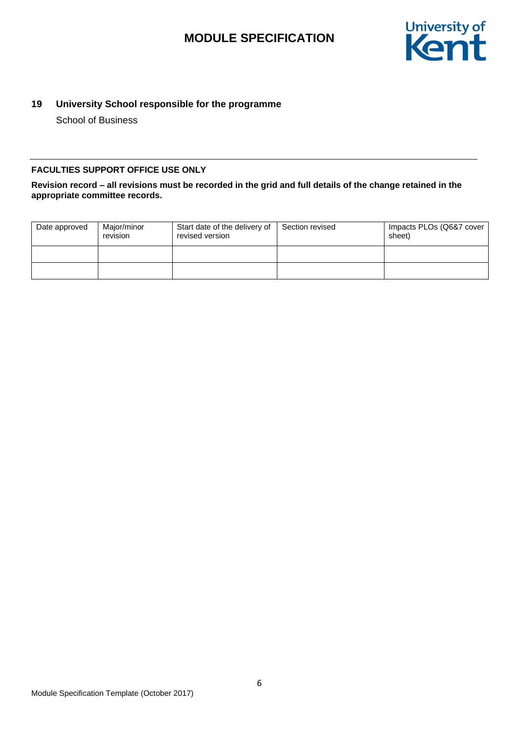**19 University School responsible for the programme**

School of Business

---

**FACULTIES SUPPORT OFFICE USE ONLY**

**Revision record – all revisions must be recorded in the grid and full details of the change retained in the appropriate committee records.**

| Date approved | Major/minor revision | Start date of the delivery of revised version | Section revised | Impacts PLOs (Q6&7 cover sheet) |
|---|---|---|---|---|
| | | | | |
| | | | | |